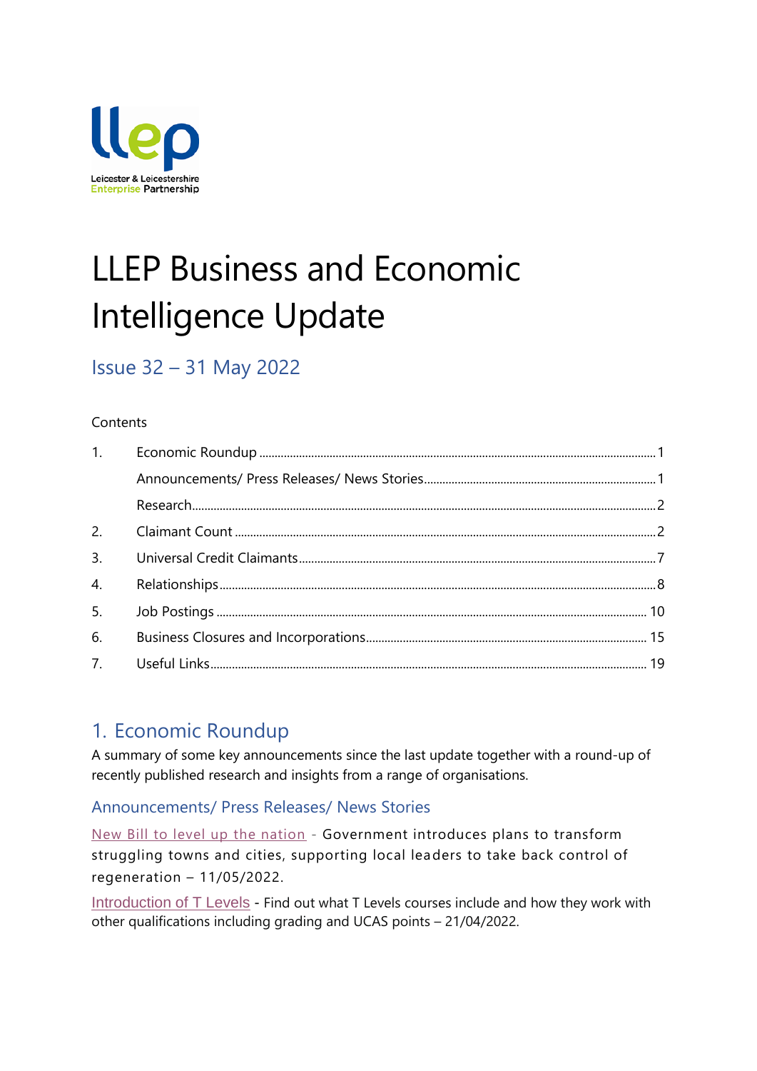# LLEP Business and Economic Intelligence Update

## Issue 32 – 31 May 2022

Contents

| | | |
|---|---|---|
| 1. | Economic Roundup | 1 |
| | Announcements/ Press Releases/ News Stories | 1 |
| | Research | 2 |
| 2. | Claimant Count | 2 |
| 3. | Universal Credit Claimants | 7 |
| 4. | Relationships | 8 |
| 5. | Job Postings | 10 |
| 6. | Business Closures and Incorporations | 15 |
| 7. | Useful Links | 19 |

## 1. Economic Roundup

A summary of some key announcements since the last update together with a round-up of recently published research and insights from a range of organisations.

### Announcements/ Press Releases/ News Stories

New Bill to level up the nation - Government introduces plans to transform struggling towns and cities, supporting local leaders to take back control of regeneration – 11/05/2022.

Introduction of T Levels - Find out what T Levels courses include and how they work with other qualifications including grading and UCAS points – 21/04/2022.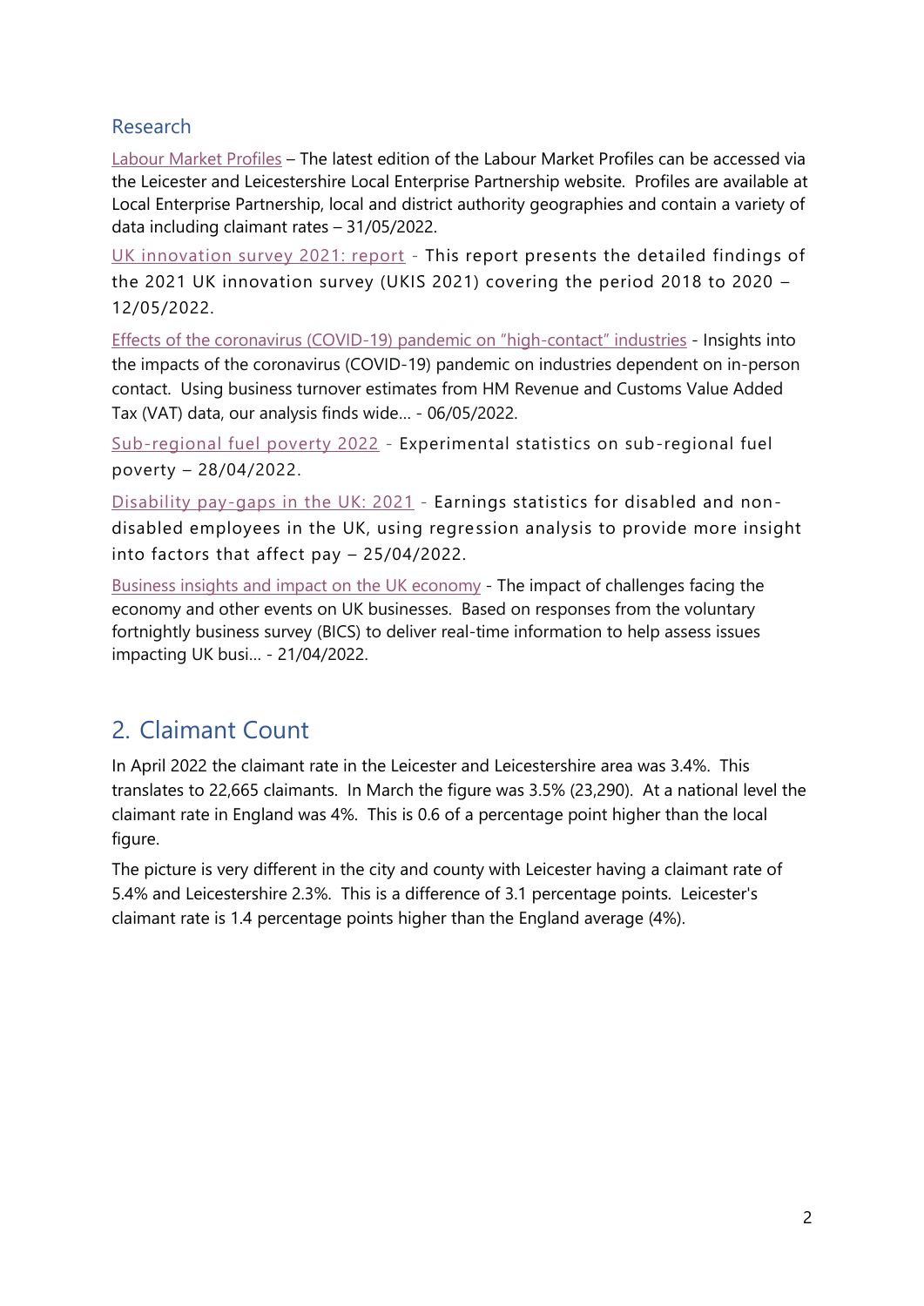### Research

Labour Market Profiles – The latest edition of the Labour Market Profiles can be accessed via the Leicester and Leicestershire Local Enterprise Partnership website. Profiles are available at Local Enterprise Partnership, local and district authority geographies and contain a variety of data including claimant rates – 31/05/2022.

UK innovation survey 2021: report - This report presents the detailed findings of the 2021 UK innovation survey (UKIS 2021) covering the period 2018 to 2020 – 12/05/2022.

Effects of the coronavirus (COVID-19) pandemic on "high-contact" industries - Insights into the impacts of the coronavirus (COVID-19) pandemic on industries dependent on in-person contact. Using business turnover estimates from HM Revenue and Customs Value Added Tax (VAT) data, our analysis finds wide... - 06/05/2022.

Sub-regional fuel poverty 2022 - Experimental statistics on sub-regional fuel poverty – 28/04/2022.

Disability pay-gaps in the UK: 2021 - Earnings statistics for disabled and non-disabled employees in the UK, using regression analysis to provide more insight into factors that affect pay – 25/04/2022.

Business insights and impact on the UK economy - The impact of challenges facing the economy and other events on UK businesses. Based on responses from the voluntary fortnightly business survey (BICS) to deliver real-time information to help assess issues impacting UK busi... - 21/04/2022.

## 2. Claimant Count

In April 2022 the claimant rate in the Leicester and Leicestershire area was 3.4%. This translates to 22,665 claimants. In March the figure was 3.5% (23,290). At a national level the claimant rate in England was 4%. This is 0.6 of a percentage point higher than the local figure.

The picture is very different in the city and county with Leicester having a claimant rate of 5.4% and Leicestershire 2.3%. This is a difference of 3.1 percentage points. Leicester's claimant rate is 1.4 percentage points higher than the England average (4%).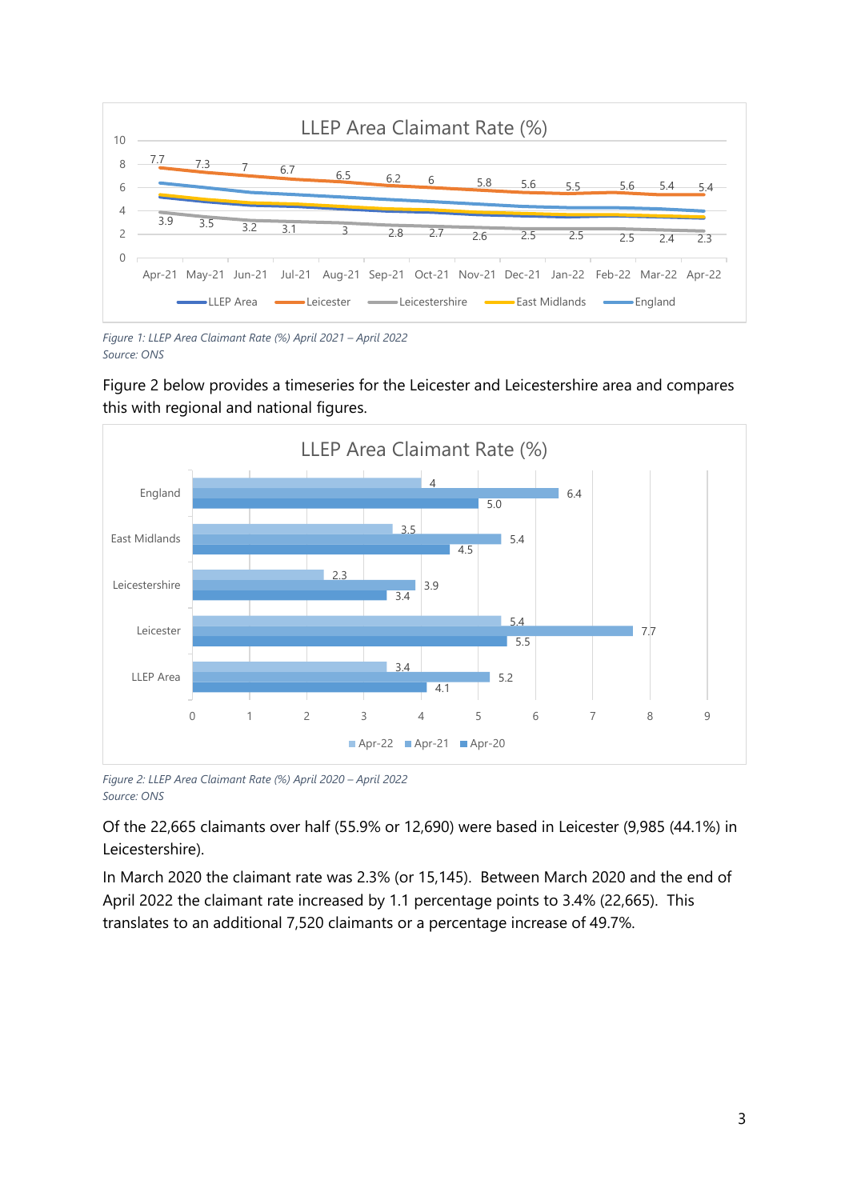*Figure 1: LLEP Area Claimant Rate (%) April 2021 – April 2022*
*Source: ONS*

Figure 2 below provides a timeseries for the Leicester and Leicestershire area and compares this with regional and national figures.

*Figure 2: LLEP Area Claimant Rate (%) April 2020 – April 2022*
*Source: ONS*

Of the 22,665 claimants over half (55.9% or 12,690) were based in Leicester (9,985 (44.1%) in Leicestershire).

In March 2020 the claimant rate was 2.3% (or 15,145). Between March 2020 and the end of April 2022 the claimant rate increased by 1.1 percentage points to 3.4% (22,665). This translates to an additional 7,520 claimants or a percentage increase of 49.7%.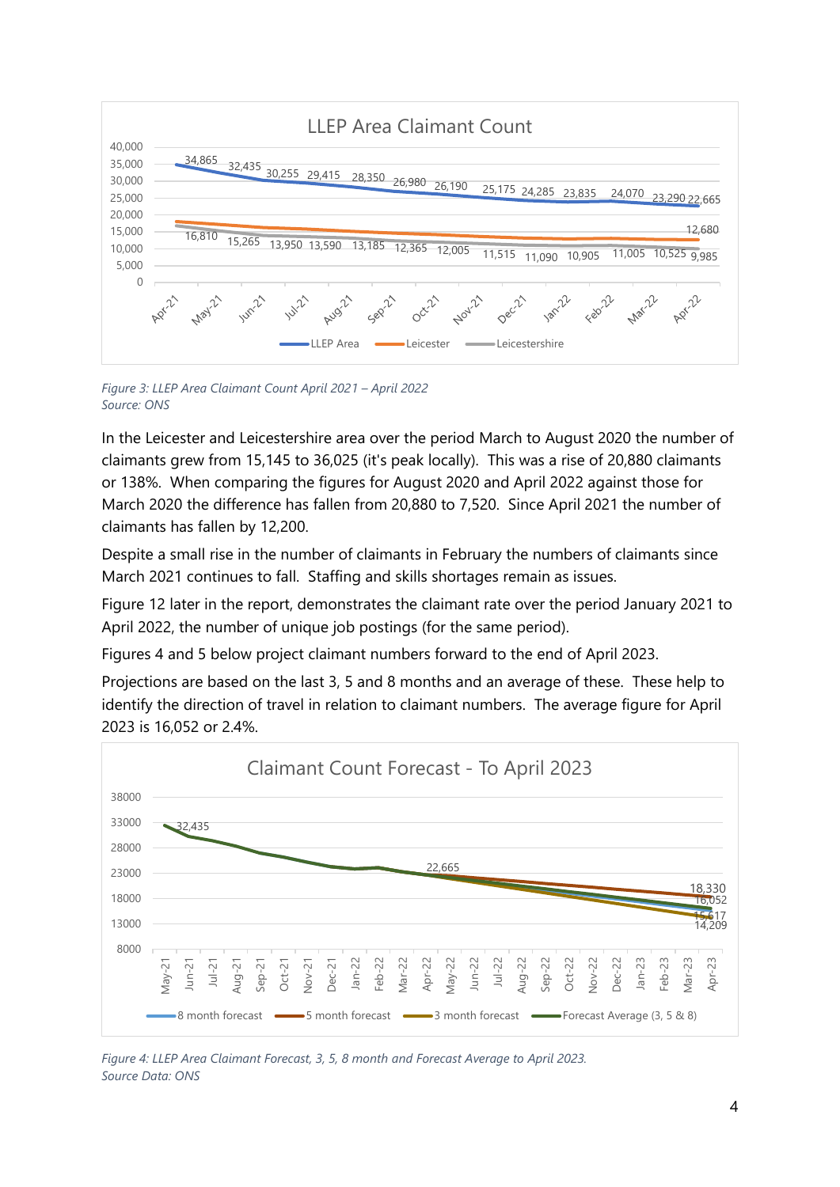*Figure 3: LLEP Area Claimant Count April 2021 – April 2022*
*Source: ONS*

In the Leicester and Leicestershire area over the period March to August 2020 the number of claimants grew from 15,145 to 36,025 (it's peak locally). This was a rise of 20,880 claimants or 138%. When comparing the figures for August 2020 and April 2022 against those for March 2020 the difference has fallen from 20,880 to 7,520. Since April 2021 the number of claimants has fallen by 12,200.

Despite a small rise in the number of claimants in February the numbers of claimants since March 2021 continues to fall. Staffing and skills shortages remain as issues.

Figure 12 later in the report, demonstrates the claimant rate over the period January 2021 to April 2022, the number of unique job postings (for the same period).

Figures 4 and 5 below project claimant numbers forward to the end of April 2023.

Projections are based on the last 3, 5 and 8 months and an average of these. These help to identify the direction of travel in relation to claimant numbers. The average figure for April 2023 is 16,052 or 2.4%.

*Figure 4: LLEP Area Claimant Forecast, 3, 5, 8 month and Forecast Average to April 2023.*
*Source Data: ONS*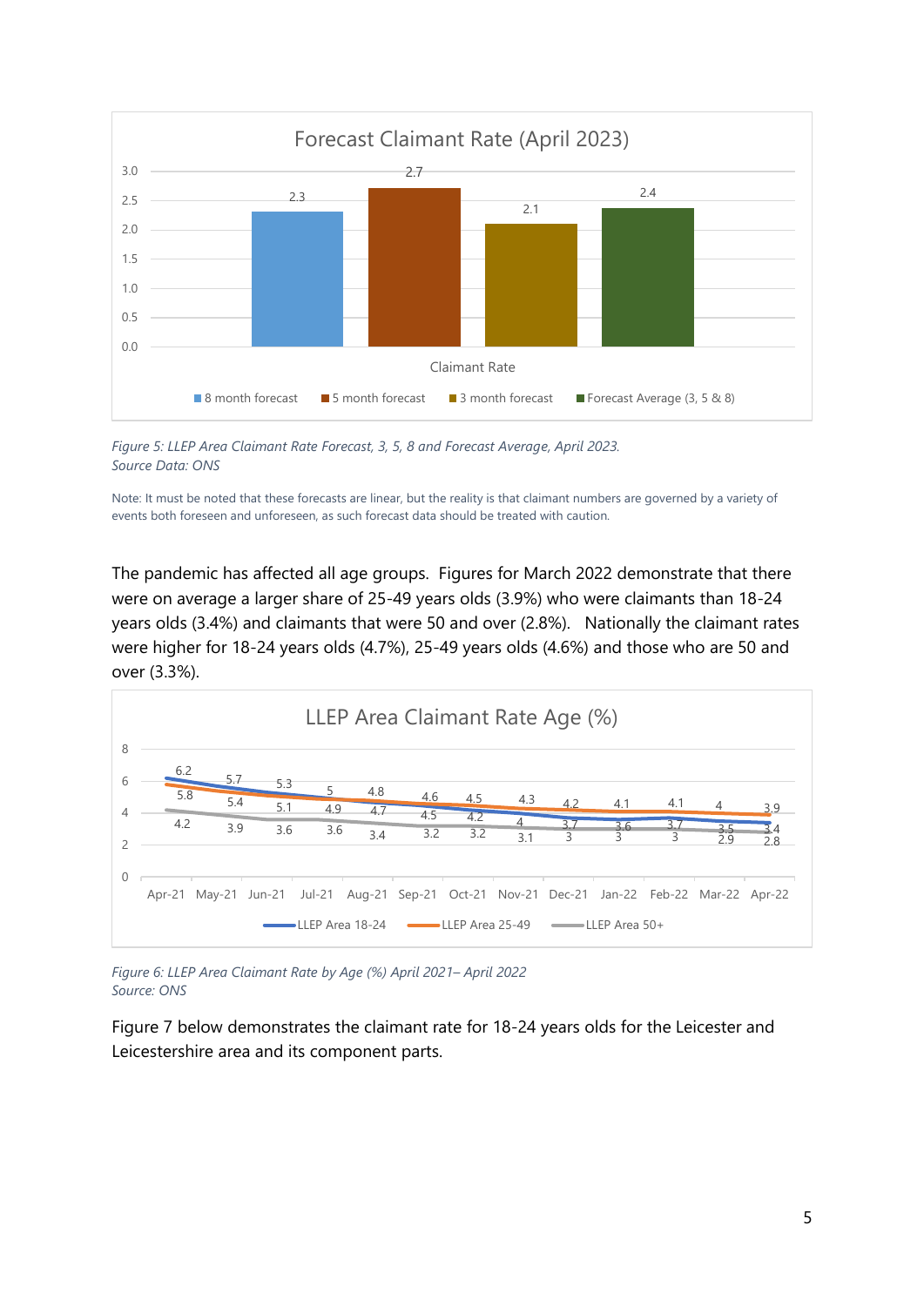*Figure 5: LLEP Area Claimant Rate Forecast, 3, 5, 8 and Forecast Average, April 2023.*
*Source Data: ONS*

Note: It must be noted that these forecasts are linear, but the reality is that claimant numbers are governed by a variety of events both foreseen and unforeseen, as such forecast data should be treated with caution.

The pandemic has affected all age groups. Figures for March 2022 demonstrate that there were on average a larger share of 25-49 years olds (3.9%) who were claimants than 18-24 years olds (3.4%) and claimants that were 50 and over (2.8%). Nationally the claimant rates were higher for 18-24 years olds (4.7%), 25-49 years olds (4.6%) and those who are 50 and over (3.3%).

*Figure 6: LLEP Area Claimant Rate by Age (%) April 2021– April 2022*
*Source: ONS*

Figure 7 below demonstrates the claimant rate for 18-24 years olds for the Leicester and Leicestershire area and its component parts.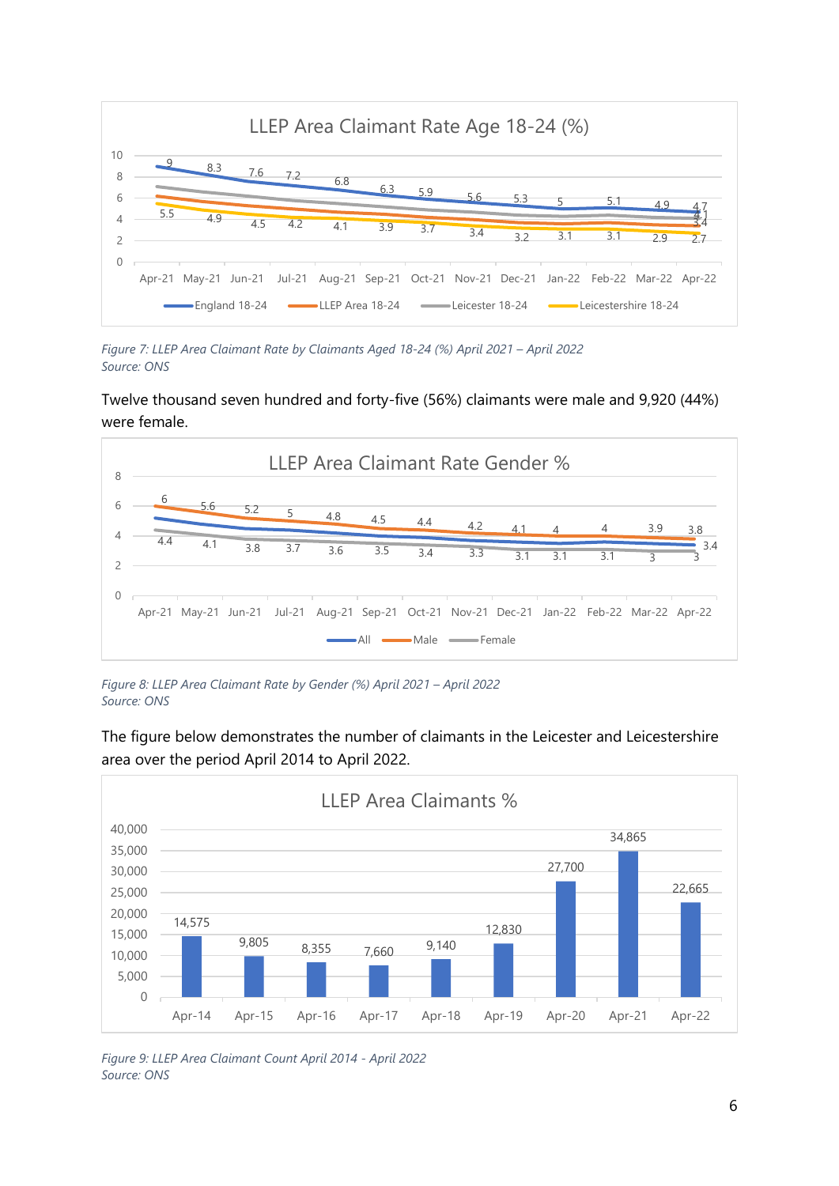**LLEP Area Claimant Rate Age 18-24 (%)**

| | Apr-21 | May-21 | Jun-21 | Jul-21 | Aug-21 | Sep-21 | Oct-21 | Nov-21 | Dec-21 | Jan-22 | Feb-22 | Mar-22 | Apr-22 |
|---|---|---|---|---|---|---|---|---|---|---|---|---|---|
| England 18-24 | 9 | 8.3 | 7.6 | 7.2 | 6.8 | 6.3 | 5.9 | 5.6 | 5.3 | 5 | 5.1 | 4.9 | 4.7 |
| Leicestershire 18-24 | 5.5 | 4.9 | 4.5 | 4.2 | 4.1 | 3.9 | 3.7 | 3.4 | 3.2 | 3.1 | 3.1 | 2.9 | 2.7 |

*Figure 7: LLEP Area Claimant Rate by Claimants Aged 18-24 (%) April 2021 – April 2022*
*Source: ONS*

Twelve thousand seven hundred and forty-five (56%) claimants were male and 9,920 (44%) were female.

**LLEP Area Claimant Rate Gender %**

| | Apr-21 | May-21 | Jun-21 | Jul-21 | Aug-21 | Sep-21 | Oct-21 | Nov-21 | Dec-21 | Jan-22 | Feb-22 | Mar-22 | Apr-22 |
|---|---|---|---|---|---|---|---|---|---|---|---|---|---|
| Male | 6 | 5.6 | 5.2 | 5 | 4.8 | 4.5 | 4.4 | 4.2 | 4.1 | 4 | 4 | 3.9 | 3.8 |
| Female | 4.4 | 4.1 | 3.8 | 3.7 | 3.6 | 3.5 | 3.4 | 3.3 | 3.1 | 3.1 | 3.1 | 3 | 3 |
| All | | | | | | | | | | | | | 3.4 |

*Figure 8: LLEP Area Claimant Rate by Gender (%) April 2021 – April 2022*
*Source: ONS*

The figure below demonstrates the number of claimants in the Leicester and Leicestershire area over the period April 2014 to April 2022.

**LLEP Area Claimants %**

| Apr-14 | Apr-15 | Apr-16 | Apr-17 | Apr-18 | Apr-19 | Apr-20 | Apr-21 | Apr-22 |
|---|---|---|---|---|---|---|---|---|
| 14,575 | 9,805 | 8,355 | 7,660 | 9,140 | 12,830 | 27,700 | 34,865 | 22,665 |

*Figure 9: LLEP Area Claimant Count April 2014 - April 2022*
*Source: ONS*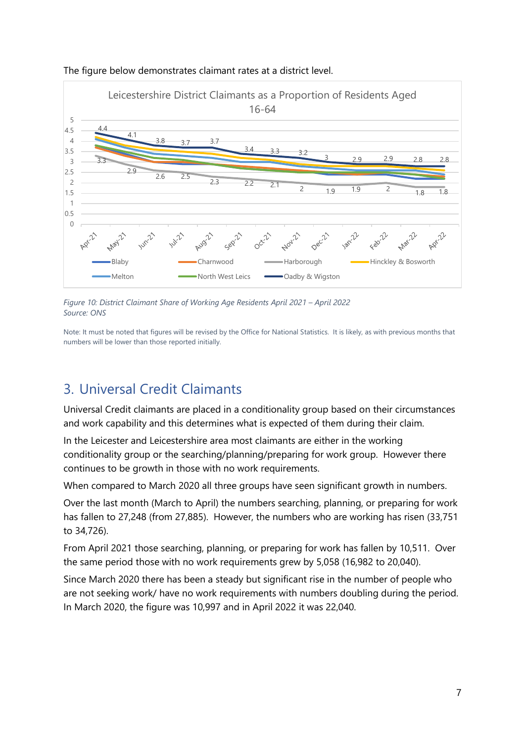The figure below demonstrates claimant rates at a district level.

*Figure 10: District Claimant Share of Working Age Residents April 2021 – April 2022*
*Source: ONS*

Note: It must be noted that figures will be revised by the Office for National Statistics. It is likely, as with previous months that numbers will be lower than those reported initially.

## 3. Universal Credit Claimants

Universal Credit claimants are placed in a conditionality group based on their circumstances and work capability and this determines what is expected of them during their claim.

In the Leicester and Leicestershire area most claimants are either in the working conditionality group or the searching/planning/preparing for work group. However there continues to be growth in those with no work requirements.

When compared to March 2020 all three groups have seen significant growth in numbers.

Over the last month (March to April) the numbers searching, planning, or preparing for work has fallen to 27,248 (from 27,885). However, the numbers who are working has risen (33,751 to 34,726).

From April 2021 those searching, planning, or preparing for work has fallen by 10,511. Over the same period those with no work requirements grew by 5,058 (16,982 to 20,040).

Since March 2020 there has been a steady but significant rise in the number of people who are not seeking work/ have no work requirements with numbers doubling during the period. In March 2020, the figure was 10,997 and in April 2022 it was 22,040.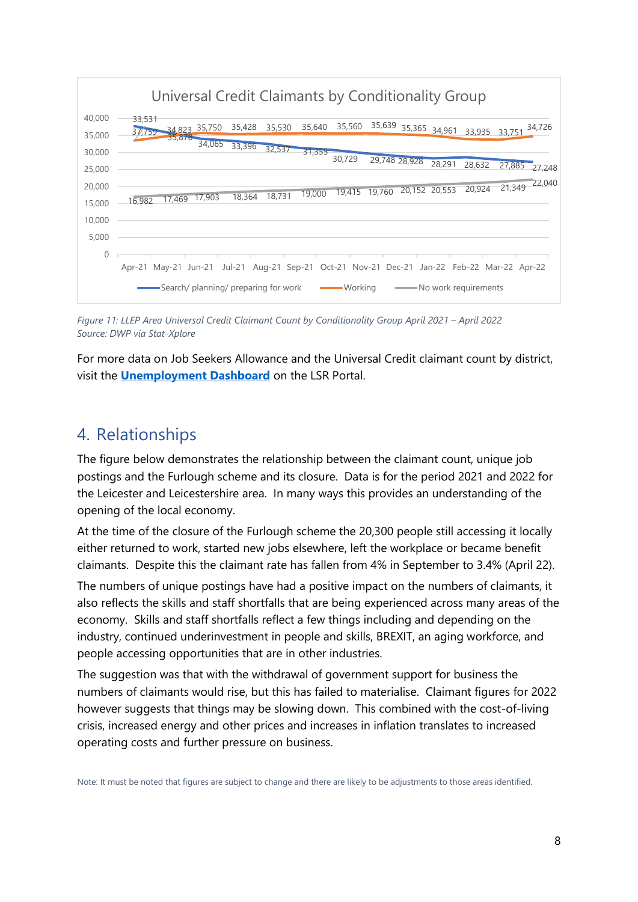**Universal Credit Claimants by Conditionality Group**

| Month | Search/ planning/ preparing for work | Working | No work requirements |
|---|---|---|---|
| Apr-21 | 37,759 | 33,531 | 16,982 |
| May-21 | 35,878 | 34,823 | 17,469 |
| Jun-21 | 34,065 | 35,750 | 17,903 |
| Jul-21 | 33,396 | 35,428 | 18,364 |
| Aug-21 | 32,537 | 35,530 | 18,731 |
| Sep-21 | 31,355 | 35,640 | 19,000 |
| Oct-21 | 30,729 | 35,560 | 19,415 |
| Nov-21 | 29,748 | 35,639 | 19,760 |
| Dec-21 | 28,928 | 35,365 | 20,152 |
| Jan-22 | 28,291 | 34,961 | 20,553 |
| Feb-22 | 28,632 | 33,935 | 20,924 |
| Mar-22 | 27,885 | 33,751 | 21,349 |
| Apr-22 | 27,248 | 34,726 | 22,040 |

*Figure 11: LLEP Area Universal Credit Claimant Count by Conditionality Group April 2021 – April 2022*
*Source: DWP via Stat-Xplore*

For more data on Job Seekers Allowance and the Universal Credit claimant count by district, visit the **Unemployment Dashboard** on the LSR Portal.

## 4. Relationships

The figure below demonstrates the relationship between the claimant count, unique job postings and the Furlough scheme and its closure. Data is for the period 2021 and 2022 for the Leicester and Leicestershire area. In many ways this provides an understanding of the opening of the local economy.

At the time of the closure of the Furlough scheme the 20,300 people still accessing it locally either returned to work, started new jobs elsewhere, left the workplace or became benefit claimants. Despite this the claimant rate has fallen from 4% in September to 3.4% (April 22).

The numbers of unique postings have had a positive impact on the numbers of claimants, it also reflects the skills and staff shortfalls that are being experienced across many areas of the economy. Skills and staff shortfalls reflect a few things including and depending on the industry, continued underinvestment in people and skills, BREXIT, an aging workforce, and people accessing opportunities that are in other industries.

The suggestion was that with the withdrawal of government support for business the numbers of claimants would rise, but this has failed to materialise. Claimant figures for 2022 however suggests that things may be slowing down. This combined with the cost-of-living crisis, increased energy and other prices and increases in inflation translates to increased operating costs and further pressure on business.

Note: It must be noted that figures are subject to change and there are likely to be adjustments to those areas identified.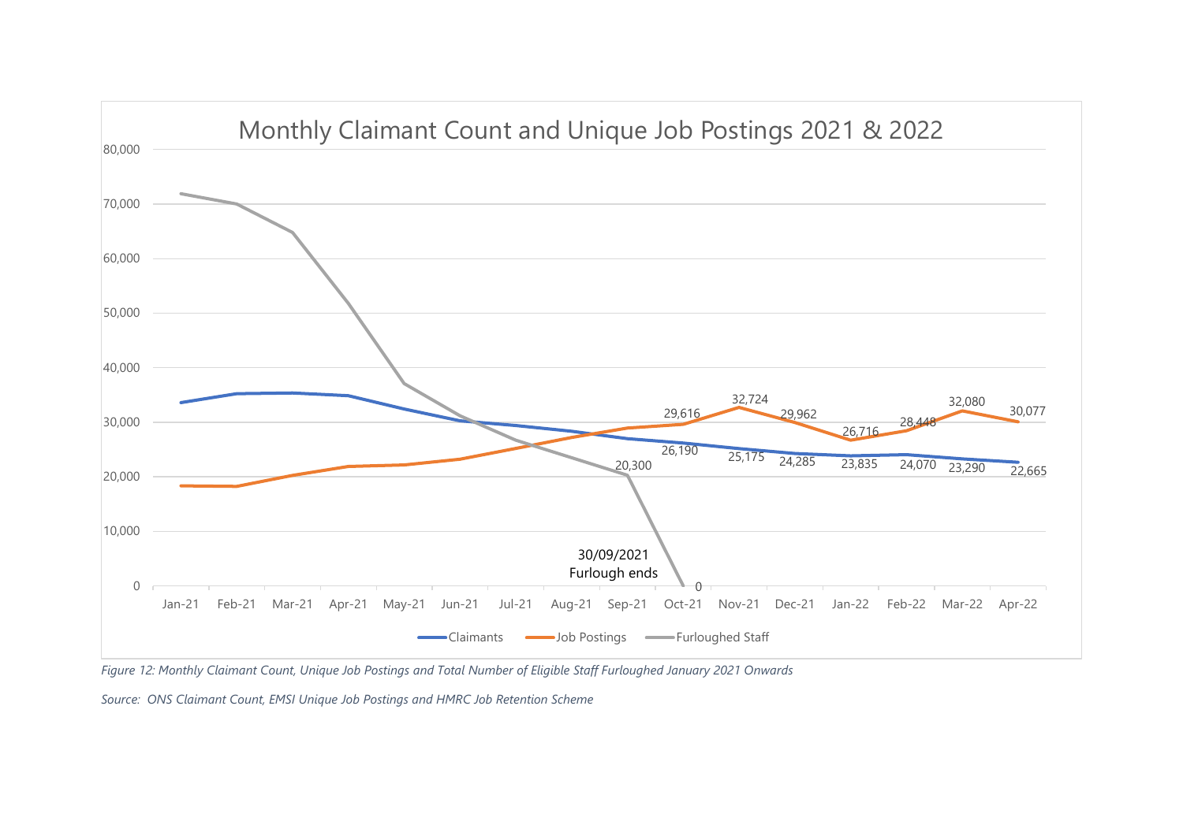Figure 12: Monthly Claimant Count, Unique Job Postings and Total Number of Eligible Staff Furloughed January 2021 Onwards

Source: ONS Claimant Count, EMSI Unique Job Postings and HMRC Job Retention Scheme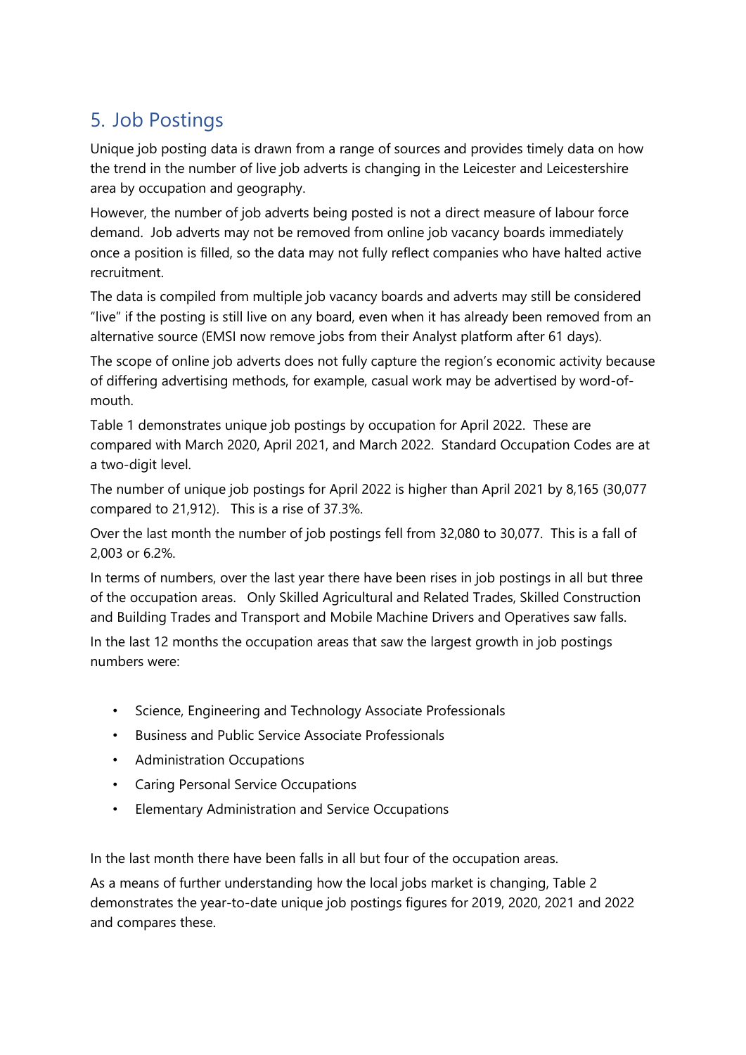## 5. Job Postings

Unique job posting data is drawn from a range of sources and provides timely data on how the trend in the number of live job adverts is changing in the Leicester and Leicestershire area by occupation and geography.

However, the number of job adverts being posted is not a direct measure of labour force demand. Job adverts may not be removed from online job vacancy boards immediately once a position is filled, so the data may not fully reflect companies who have halted active recruitment.

The data is compiled from multiple job vacancy boards and adverts may still be considered "live" if the posting is still live on any board, even when it has already been removed from an alternative source (EMSI now remove jobs from their Analyst platform after 61 days).

The scope of online job adverts does not fully capture the region's economic activity because of differing advertising methods, for example, casual work may be advertised by word-of-mouth.

Table 1 demonstrates unique job postings by occupation for April 2022. These are compared with March 2020, April 2021, and March 2022. Standard Occupation Codes are at a two-digit level.

The number of unique job postings for April 2022 is higher than April 2021 by 8,165 (30,077 compared to 21,912). This is a rise of 37.3%.

Over the last month the number of job postings fell from 32,080 to 30,077. This is a fall of 2,003 or 6.2%.

In terms of numbers, over the last year there have been rises in job postings in all but three of the occupation areas. Only Skilled Agricultural and Related Trades, Skilled Construction and Building Trades and Transport and Mobile Machine Drivers and Operatives saw falls.

In the last 12 months the occupation areas that saw the largest growth in job postings numbers were:

- Science, Engineering and Technology Associate Professionals
- Business and Public Service Associate Professionals
- Administration Occupations
- Caring Personal Service Occupations
- Elementary Administration and Service Occupations

In the last month there have been falls in all but four of the occupation areas.

As a means of further understanding how the local jobs market is changing, Table 2 demonstrates the year-to-date unique job postings figures for 2019, 2020, 2021 and 2022 and compares these.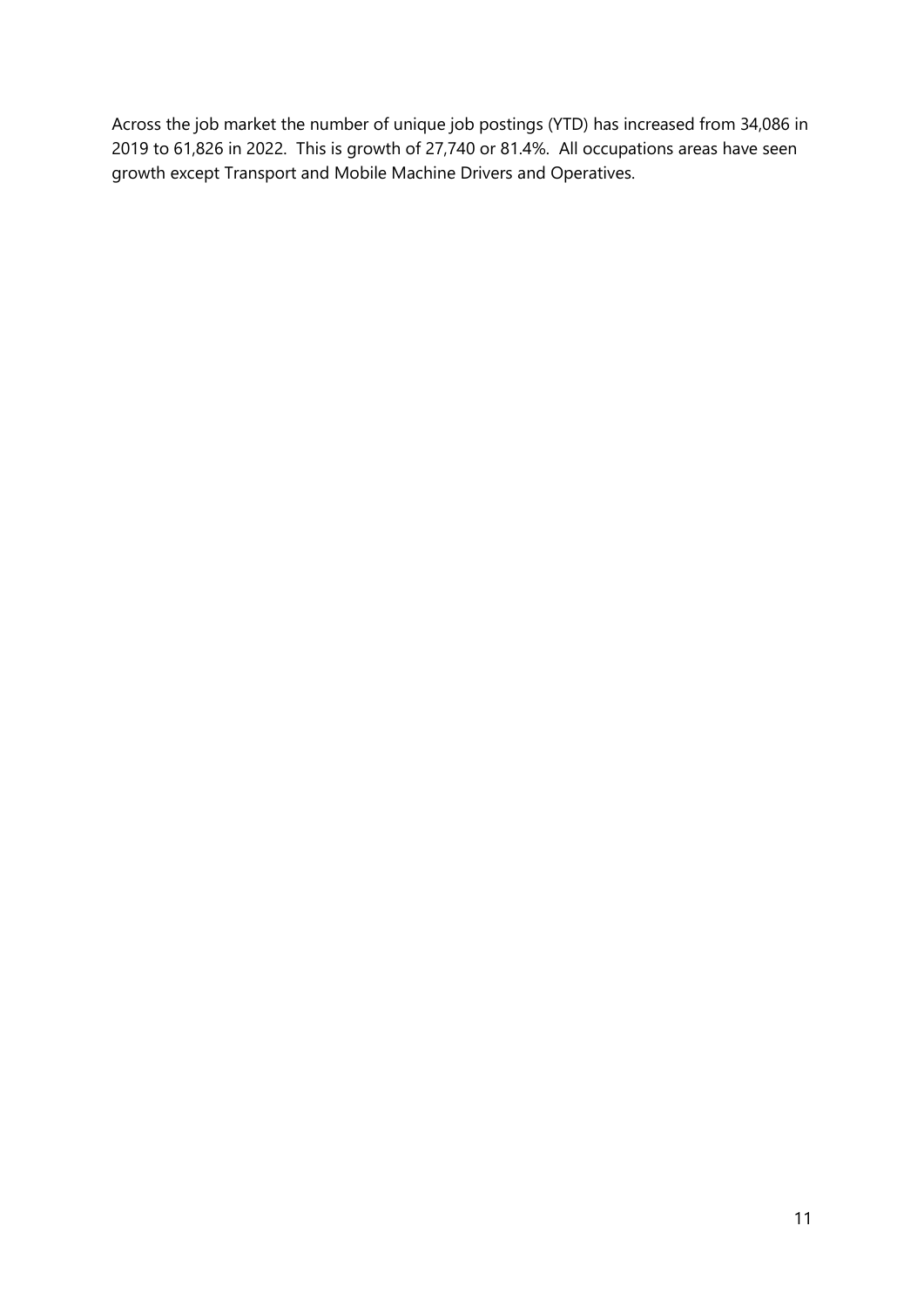Across the job market the number of unique job postings (YTD) has increased from 34,086 in 2019 to 61,826 in 2022. This is growth of 27,740 or 81.4%. All occupations areas have seen growth except Transport and Mobile Machine Drivers and Operatives.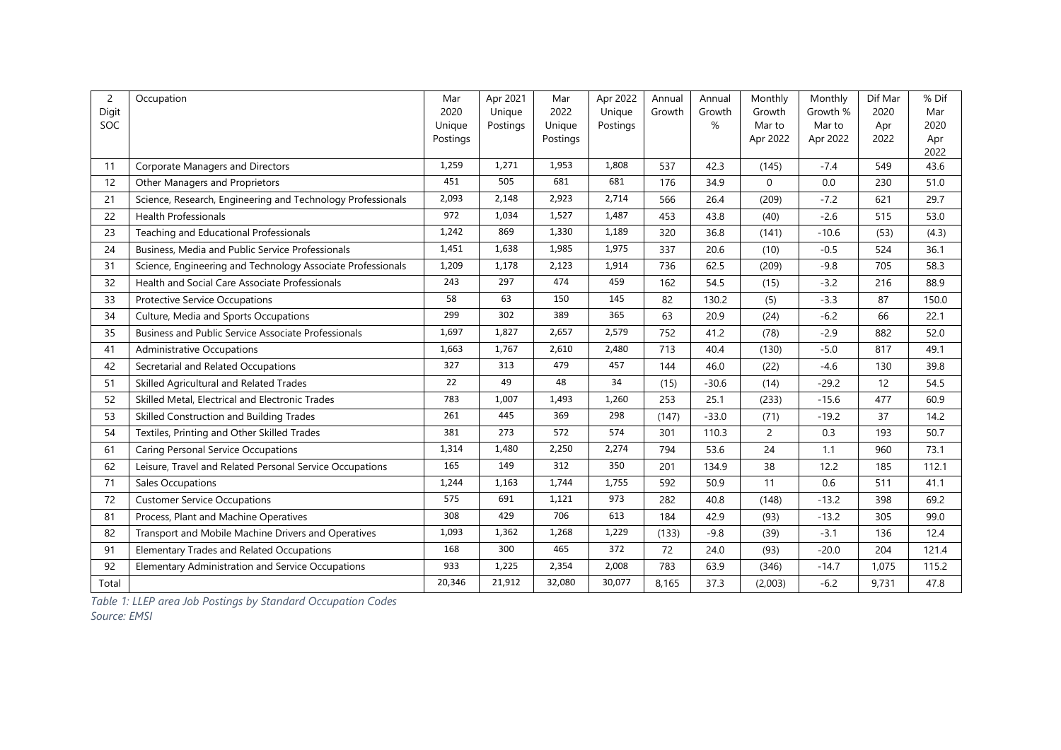| 2 Digit SOC | Occupation | Mar 2020 Unique Postings | Apr 2021 Unique Postings | Mar 2022 Unique Postings | Apr 2022 Unique Postings | Annual Growth | Annual Growth % | Monthly Growth Mar to Apr 2022 | Monthly Growth % Mar to Apr 2022 | Dif Mar 2020 Apr 2022 | % Dif Mar 2020 Apr 2022 |
|---|---|---|---|---|---|---|---|---|---|---|---|
| 11 | Corporate Managers and Directors | 1,259 | 1,271 | 1,953 | 1,808 | 537 | 42.3 | (145) | -7.4 | 549 | 43.6 |
| 12 | Other Managers and Proprietors | 451 | 505 | 681 | 681 | 176 | 34.9 | 0 | 0.0 | 230 | 51.0 |
| 21 | Science, Research, Engineering and Technology Professionals | 2,093 | 2,148 | 2,923 | 2,714 | 566 | 26.4 | (209) | -7.2 | 621 | 29.7 |
| 22 | Health Professionals | 972 | 1,034 | 1,527 | 1,487 | 453 | 43.8 | (40) | -2.6 | 515 | 53.0 |
| 23 | Teaching and Educational Professionals | 1,242 | 869 | 1,330 | 1,189 | 320 | 36.8 | (141) | -10.6 | (53) | (4.3) |
| 24 | Business, Media and Public Service Professionals | 1,451 | 1,638 | 1,985 | 1,975 | 337 | 20.6 | (10) | -0.5 | 524 | 36.1 |
| 31 | Science, Engineering and Technology Associate Professionals | 1,209 | 1,178 | 2,123 | 1,914 | 736 | 62.5 | (209) | -9.8 | 705 | 58.3 |
| 32 | Health and Social Care Associate Professionals | 243 | 297 | 474 | 459 | 162 | 54.5 | (15) | -3.2 | 216 | 88.9 |
| 33 | Protective Service Occupations | 58 | 63 | 150 | 145 | 82 | 130.2 | (5) | -3.3 | 87 | 150.0 |
| 34 | Culture, Media and Sports Occupations | 299 | 302 | 389 | 365 | 63 | 20.9 | (24) | -6.2 | 66 | 22.1 |
| 35 | Business and Public Service Associate Professionals | 1,697 | 1,827 | 2,657 | 2,579 | 752 | 41.2 | (78) | -2.9 | 882 | 52.0 |
| 41 | Administrative Occupations | 1,663 | 1,767 | 2,610 | 2,480 | 713 | 40.4 | (130) | -5.0 | 817 | 49.1 |
| 42 | Secretarial and Related Occupations | 327 | 313 | 479 | 457 | 144 | 46.0 | (22) | -4.6 | 130 | 39.8 |
| 51 | Skilled Agricultural and Related Trades | 22 | 49 | 48 | 34 | (15) | -30.6 | (14) | -29.2 | 12 | 54.5 |
| 52 | Skilled Metal, Electrical and Electronic Trades | 783 | 1,007 | 1,493 | 1,260 | 253 | 25.1 | (233) | -15.6 | 477 | 60.9 |
| 53 | Skilled Construction and Building Trades | 261 | 445 | 369 | 298 | (147) | -33.0 | (71) | -19.2 | 37 | 14.2 |
| 54 | Textiles, Printing and Other Skilled Trades | 381 | 273 | 572 | 574 | 301 | 110.3 | 2 | 0.3 | 193 | 50.7 |
| 61 | Caring Personal Service Occupations | 1,314 | 1,480 | 2,250 | 2,274 | 794 | 53.6 | 24 | 1.1 | 960 | 73.1 |
| 62 | Leisure, Travel and Related Personal Service Occupations | 165 | 149 | 312 | 350 | 201 | 134.9 | 38 | 12.2 | 185 | 112.1 |
| 71 | Sales Occupations | 1,244 | 1,163 | 1,744 | 1,755 | 592 | 50.9 | 11 | 0.6 | 511 | 41.1 |
| 72 | Customer Service Occupations | 575 | 691 | 1,121 | 973 | 282 | 40.8 | (148) | -13.2 | 398 | 69.2 |
| 81 | Process, Plant and Machine Operatives | 308 | 429 | 706 | 613 | 184 | 42.9 | (93) | -13.2 | 305 | 99.0 |
| 82 | Transport and Mobile Machine Drivers and Operatives | 1,093 | 1,362 | 1,268 | 1,229 | (133) | -9.8 | (39) | -3.1 | 136 | 12.4 |
| 91 | Elementary Trades and Related Occupations | 168 | 300 | 465 | 372 | 72 | 24.0 | (93) | -20.0 | 204 | 121.4 |
| 92 | Elementary Administration and Service Occupations | 933 | 1,225 | 2,354 | 2,008 | 783 | 63.9 | (346) | -14.7 | 1,075 | 115.2 |
| Total | | 20,346 | 21,912 | 32,080 | 30,077 | 8,165 | 37.3 | (2,003) | -6.2 | 9,731 | 47.8 |

*Table 1: LLEP area Job Postings by Standard Occupation Codes*
*Source: EMSI*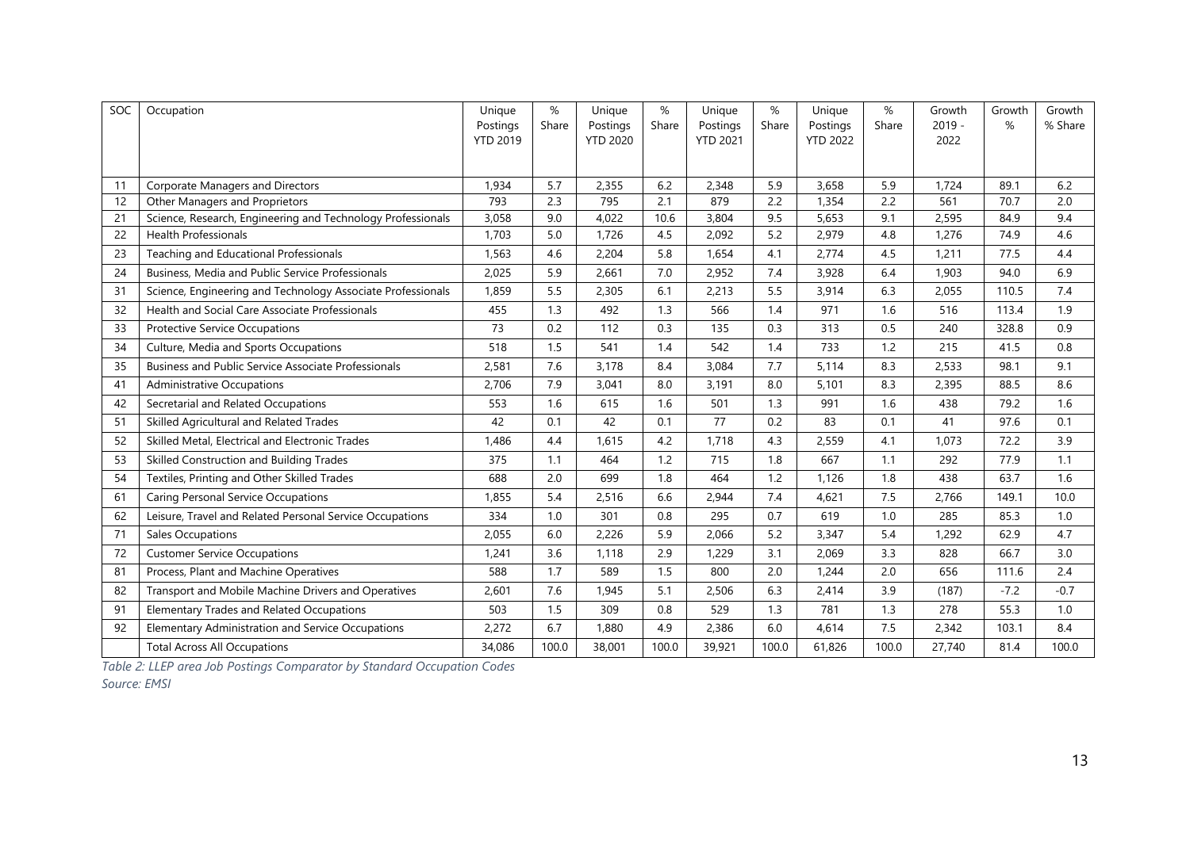| SOC | Occupation | Unique Postings YTD 2019 | % Share | Unique Postings YTD 2020 | % Share | Unique Postings YTD 2021 | % Share | Unique Postings YTD 2022 | % Share | Growth 2019 - 2022 | Growth % | Growth % Share |
|---|---|---|---|---|---|---|---|---|---|---|---|---|
| 11 | Corporate Managers and Directors | 1,934 | 5.7 | 2,355 | 6.2 | 2,348 | 5.9 | 3,658 | 5.9 | 1,724 | 89.1 | 6.2 |
| 12 | Other Managers and Proprietors | 793 | 2.3 | 795 | 2.1 | 879 | 2.2 | 1,354 | 2.2 | 561 | 70.7 | 2.0 |
| 21 | Science, Research, Engineering and Technology Professionals | 3,058 | 9.0 | 4,022 | 10.6 | 3,804 | 9.5 | 5,653 | 9.1 | 2,595 | 84.9 | 9.4 |
| 22 | Health Professionals | 1,703 | 5.0 | 1,726 | 4.5 | 2,092 | 5.2 | 2,979 | 4.8 | 1,276 | 74.9 | 4.6 |
| 23 | Teaching and Educational Professionals | 1,563 | 4.6 | 2,204 | 5.8 | 1,654 | 4.1 | 2,774 | 4.5 | 1,211 | 77.5 | 4.4 |
| 24 | Business, Media and Public Service Professionals | 2,025 | 5.9 | 2,661 | 7.0 | 2,952 | 7.4 | 3,928 | 6.4 | 1,903 | 94.0 | 6.9 |
| 31 | Science, Engineering and Technology Associate Professionals | 1,859 | 5.5 | 2,305 | 6.1 | 2,213 | 5.5 | 3,914 | 6.3 | 2,055 | 110.5 | 7.4 |
| 32 | Health and Social Care Associate Professionals | 455 | 1.3 | 492 | 1.3 | 566 | 1.4 | 971 | 1.6 | 516 | 113.4 | 1.9 |
| 33 | Protective Service Occupations | 73 | 0.2 | 112 | 0.3 | 135 | 0.3 | 313 | 0.5 | 240 | 328.8 | 0.9 |
| 34 | Culture, Media and Sports Occupations | 518 | 1.5 | 541 | 1.4 | 542 | 1.4 | 733 | 1.2 | 215 | 41.5 | 0.8 |
| 35 | Business and Public Service Associate Professionals | 2,581 | 7.6 | 3,178 | 8.4 | 3,084 | 7.7 | 5,114 | 8.3 | 2,533 | 98.1 | 9.1 |
| 41 | Administrative Occupations | 2,706 | 7.9 | 3,041 | 8.0 | 3,191 | 8.0 | 5,101 | 8.3 | 2,395 | 88.5 | 8.6 |
| 42 | Secretarial and Related Occupations | 553 | 1.6 | 615 | 1.6 | 501 | 1.3 | 991 | 1.6 | 438 | 79.2 | 1.6 |
| 51 | Skilled Agricultural and Related Trades | 42 | 0.1 | 42 | 0.1 | 77 | 0.2 | 83 | 0.1 | 41 | 97.6 | 0.1 |
| 52 | Skilled Metal, Electrical and Electronic Trades | 1,486 | 4.4 | 1,615 | 4.2 | 1,718 | 4.3 | 2,559 | 4.1 | 1,073 | 72.2 | 3.9 |
| 53 | Skilled Construction and Building Trades | 375 | 1.1 | 464 | 1.2 | 715 | 1.8 | 667 | 1.1 | 292 | 77.9 | 1.1 |
| 54 | Textiles, Printing and Other Skilled Trades | 688 | 2.0 | 699 | 1.8 | 464 | 1.2 | 1,126 | 1.8 | 438 | 63.7 | 1.6 |
| 61 | Caring Personal Service Occupations | 1,855 | 5.4 | 2,516 | 6.6 | 2,944 | 7.4 | 4,621 | 7.5 | 2,766 | 149.1 | 10.0 |
| 62 | Leisure, Travel and Related Personal Service Occupations | 334 | 1.0 | 301 | 0.8 | 295 | 0.7 | 619 | 1.0 | 285 | 85.3 | 1.0 |
| 71 | Sales Occupations | 2,055 | 6.0 | 2,226 | 5.9 | 2,066 | 5.2 | 3,347 | 5.4 | 1,292 | 62.9 | 4.7 |
| 72 | Customer Service Occupations | 1,241 | 3.6 | 1,118 | 2.9 | 1,229 | 3.1 | 2,069 | 3.3 | 828 | 66.7 | 3.0 |
| 81 | Process, Plant and Machine Operatives | 588 | 1.7 | 589 | 1.5 | 800 | 2.0 | 1,244 | 2.0 | 656 | 111.6 | 2.4 |
| 82 | Transport and Mobile Machine Drivers and Operatives | 2,601 | 7.6 | 1,945 | 5.1 | 2,506 | 6.3 | 2,414 | 3.9 | (187) | -7.2 | -0.7 |
| 91 | Elementary Trades and Related Occupations | 503 | 1.5 | 309 | 0.8 | 529 | 1.3 | 781 | 1.3 | 278 | 55.3 | 1.0 |
| 92 | Elementary Administration and Service Occupations | 2,272 | 6.7 | 1,880 | 4.9 | 2,386 | 6.0 | 4,614 | 7.5 | 2,342 | 103.1 | 8.4 |
| | Total Across All Occupations | 34,086 | 100.0 | 38,001 | 100.0 | 39,921 | 100.0 | 61,826 | 100.0 | 27,740 | 81.4 | 100.0 |

*Table 2: LLEP area Job Postings Comparator by Standard Occupation Codes*
*Source: EMSI*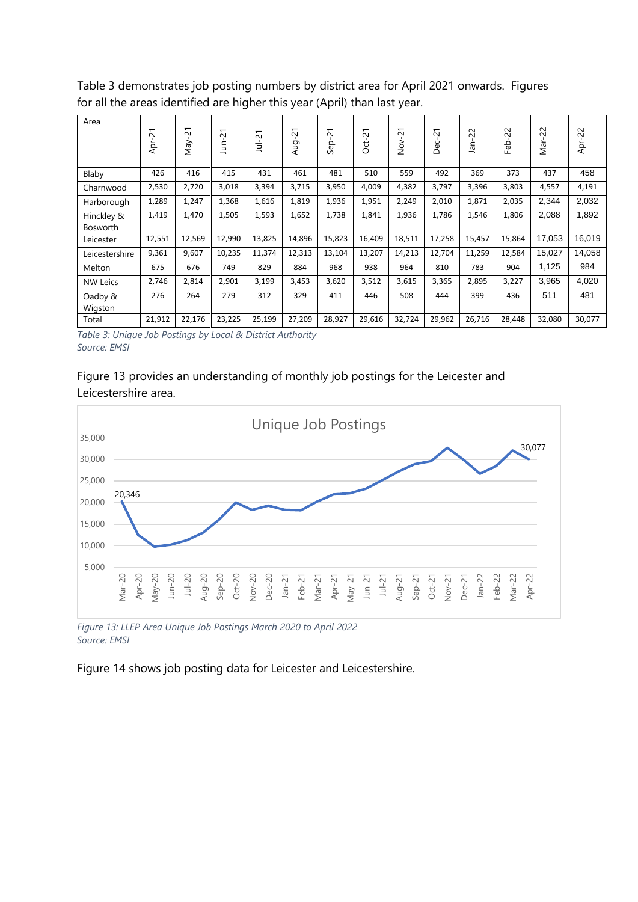Table 3 demonstrates job posting numbers by district area for April 2021 onwards. Figures for all the areas identified are higher this year (April) than last year.

| Area | Apr-21 | May-21 | Jun-21 | Jul-21 | Aug-21 | Sep-21 | Oct-21 | Nov-21 | Dec-21 | Jan-22 | Feb-22 | Mar-22 | Apr-22 |
|---|---|---|---|---|---|---|---|---|---|---|---|---|---|
| Blaby | 426 | 416 | 415 | 431 | 461 | 481 | 510 | 559 | 492 | 369 | 373 | 437 | 458 |
| Charnwood | 2,530 | 2,720 | 3,018 | 3,394 | 3,715 | 3,950 | 4,009 | 4,382 | 3,797 | 3,396 | 3,803 | 4,557 | 4,191 |
| Harborough | 1,289 | 1,247 | 1,368 | 1,616 | 1,819 | 1,936 | 1,951 | 2,249 | 2,010 | 1,871 | 2,035 | 2,344 | 2,032 |
| Hinckley & Bosworth | 1,419 | 1,470 | 1,505 | 1,593 | 1,652 | 1,738 | 1,841 | 1,936 | 1,786 | 1,546 | 1,806 | 2,088 | 1,892 |
| Leicester | 12,551 | 12,569 | 12,990 | 13,825 | 14,896 | 15,823 | 16,409 | 18,511 | 17,258 | 15,457 | 15,864 | 17,053 | 16,019 |
| Leicestershire | 9,361 | 9,607 | 10,235 | 11,374 | 12,313 | 13,104 | 13,207 | 14,213 | 12,704 | 11,259 | 12,584 | 15,027 | 14,058 |
| Melton | 675 | 676 | 749 | 829 | 884 | 968 | 938 | 964 | 810 | 783 | 904 | 1,125 | 984 |
| NW Leics | 2,746 | 2,814 | 2,901 | 3,199 | 3,453 | 3,620 | 3,512 | 3,615 | 3,365 | 2,895 | 3,227 | 3,965 | 4,020 |
| Oadby & Wigston | 276 | 264 | 279 | 312 | 329 | 411 | 446 | 508 | 444 | 399 | 436 | 511 | 481 |
| Total | 21,912 | 22,176 | 23,225 | 25,199 | 27,209 | 28,927 | 29,616 | 32,724 | 29,962 | 26,716 | 28,448 | 32,080 | 30,077 |

*Table 3: Unique Job Postings by Local & District Authority*
*Source: EMSI*

Figure 13 provides an understanding of monthly job postings for the Leicester and Leicestershire area.

*Figure 13: LLEP Area Unique Job Postings March 2020 to April 2022*
*Source: EMSI*

Figure 14 shows job posting data for Leicester and Leicestershire.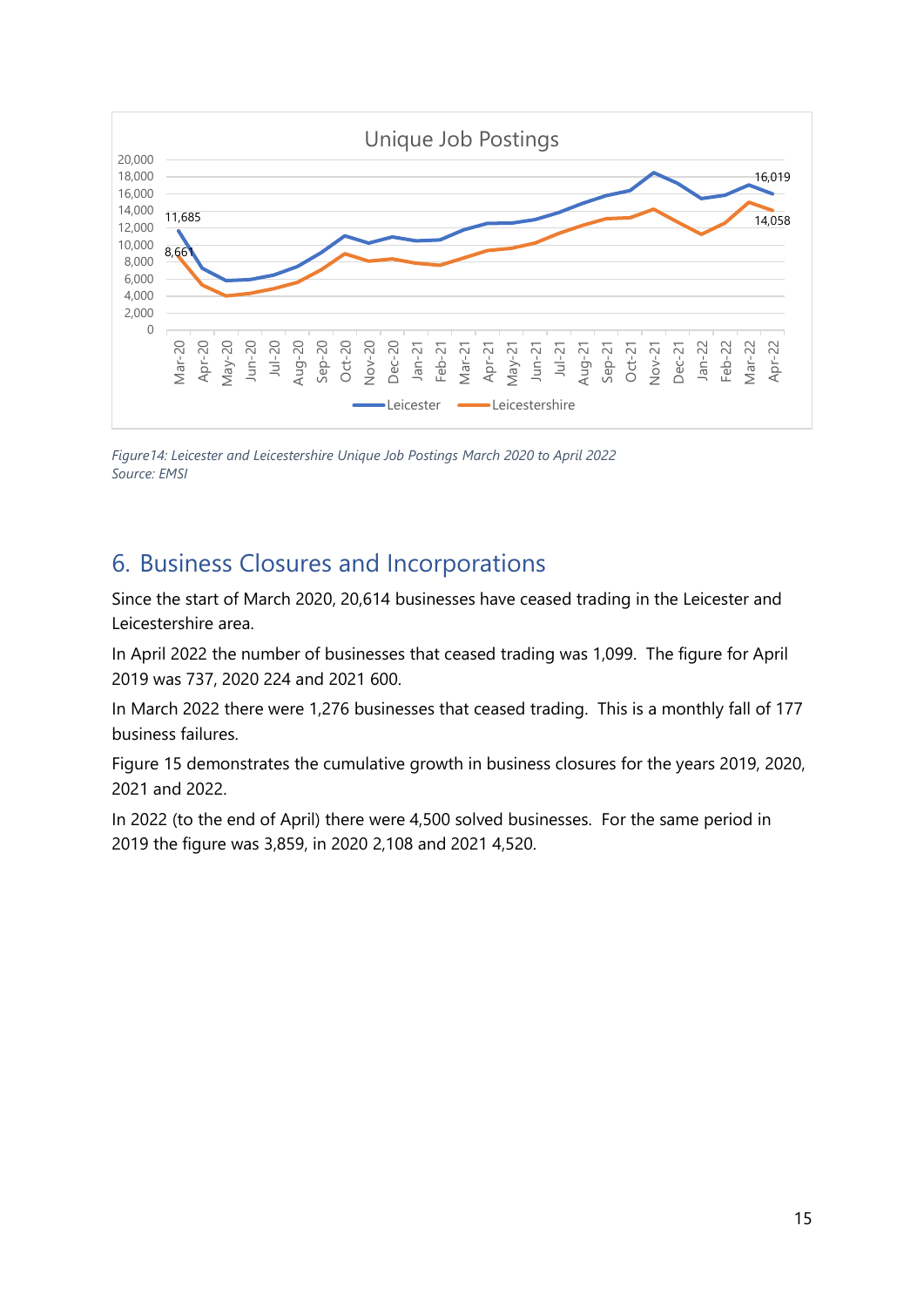*Figure14: Leicester and Leicestershire Unique Job Postings March 2020 to April 2022*
*Source: EMSI*

## 6. Business Closures and Incorporations

Since the start of March 2020, 20,614 businesses have ceased trading in the Leicester and Leicestershire area.

In April 2022 the number of businesses that ceased trading was 1,099. The figure for April 2019 was 737, 2020 224 and 2021 600.

In March 2022 there were 1,276 businesses that ceased trading. This is a monthly fall of 177 business failures.

Figure 15 demonstrates the cumulative growth in business closures for the years 2019, 2020, 2021 and 2022.

In 2022 (to the end of April) there were 4,500 solved businesses. For the same period in 2019 the figure was 3,859, in 2020 2,108 and 2021 4,520.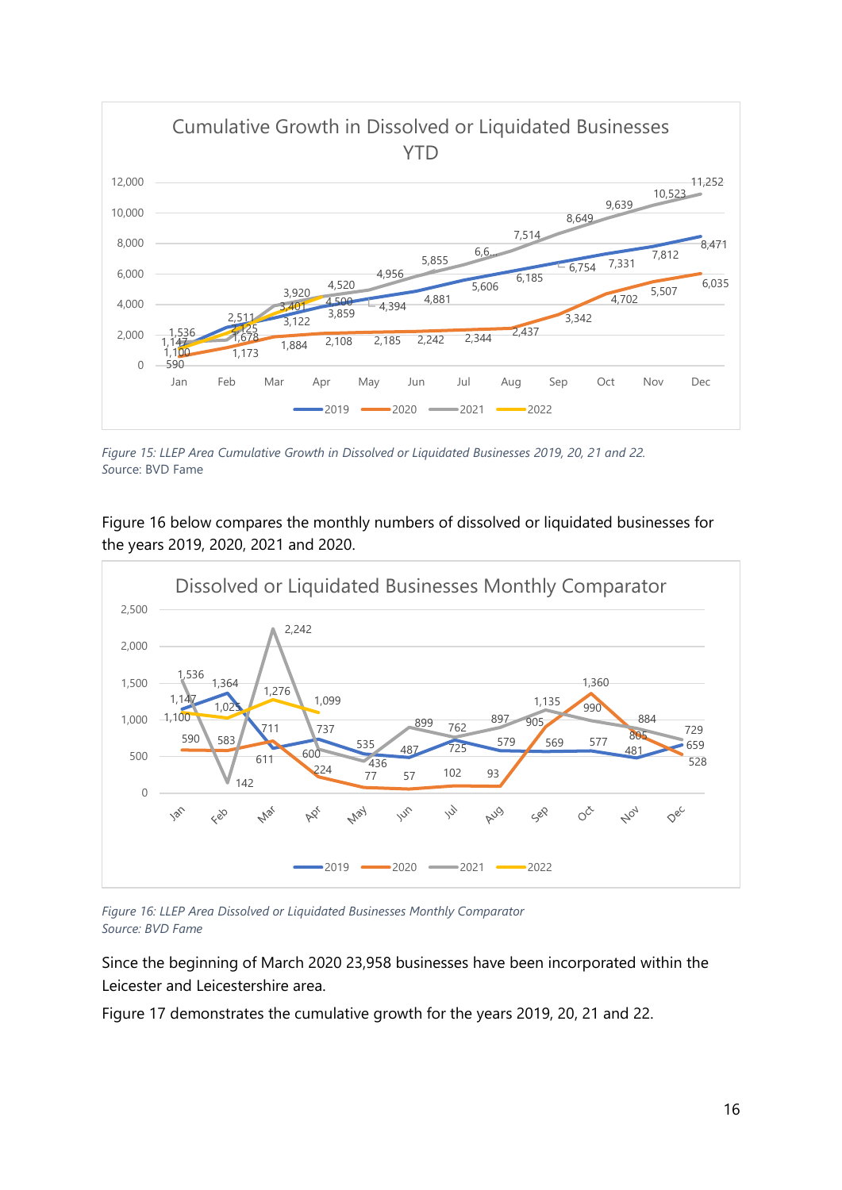Figure 15: LLEP Area Cumulative Growth in Dissolved or Liquidated Businesses 2019, 20, 21 and 22.
Source: BVD Fame

Figure 16 below compares the monthly numbers of dissolved or liquidated businesses for the years 2019, 2020, 2021 and 2020.

Figure 16: LLEP Area Dissolved or Liquidated Businesses Monthly Comparator
Source: BVD Fame

Since the beginning of March 2020 23,958 businesses have been incorporated within the Leicester and Leicestershire area.

Figure 17 demonstrates the cumulative growth for the years 2019, 20, 21 and 22.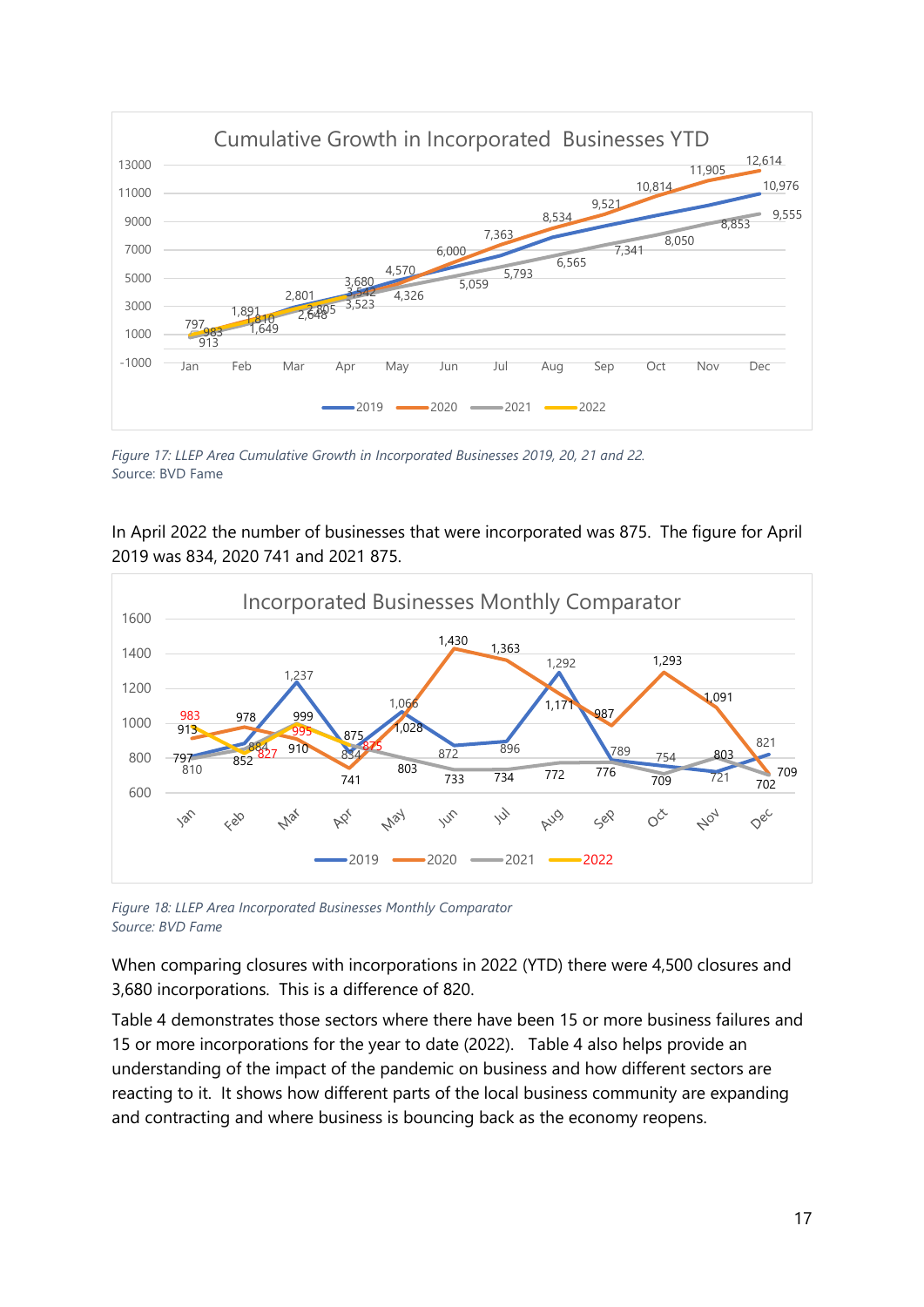Figure 17: LLEP Area Cumulative Growth in Incorporated Businesses 2019, 20, 21 and 22.
Source: BVD Fame

In April 2022 the number of businesses that were incorporated was 875. The figure for April 2019 was 834, 2020 741 and 2021 875.

Figure 18: LLEP Area Incorporated Businesses Monthly Comparator
Source: BVD Fame

When comparing closures with incorporations in 2022 (YTD) there were 4,500 closures and 3,680 incorporations. This is a difference of 820.

Table 4 demonstrates those sectors where there have been 15 or more business failures and 15 or more incorporations for the year to date (2022). Table 4 also helps provide an understanding of the impact of the pandemic on business and how different sectors are reacting to it. It shows how different parts of the local business community are expanding and contracting and where business is bouncing back as the economy reopens.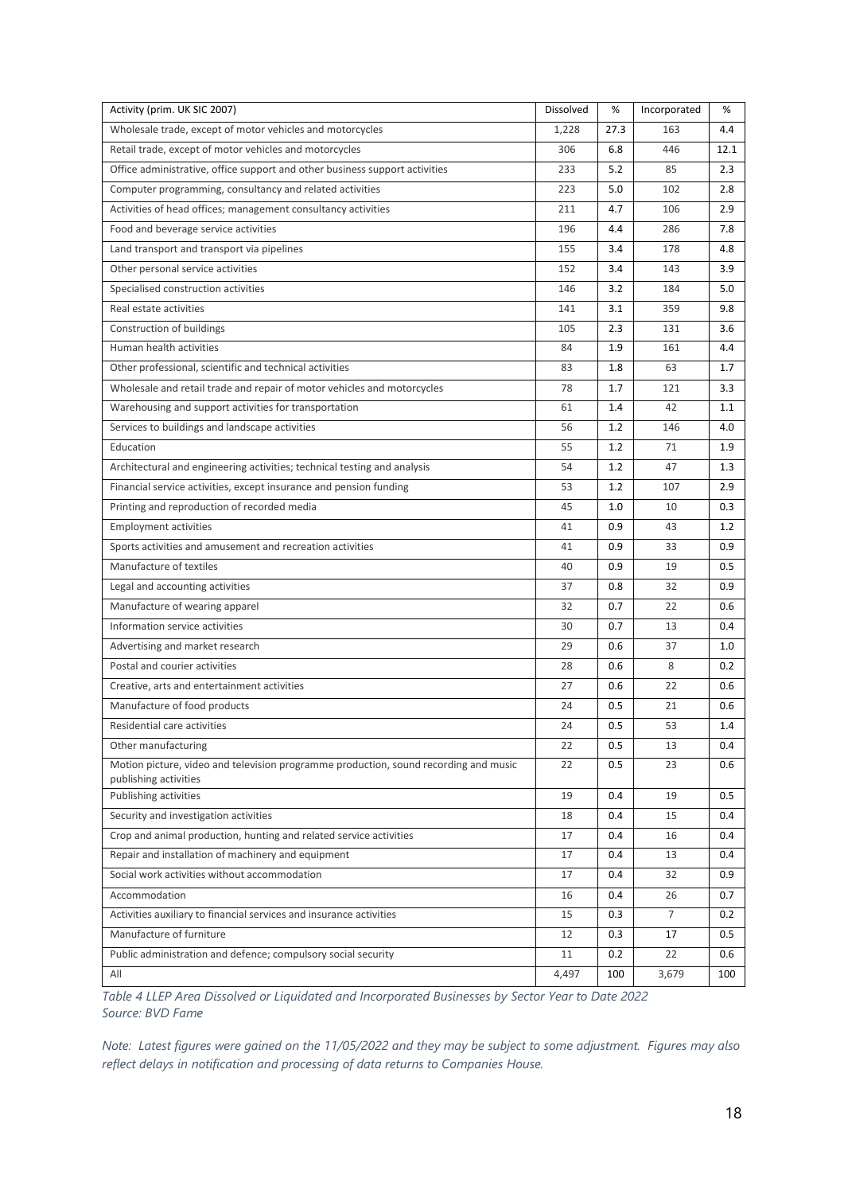| Activity (prim. UK SIC 2007) | Dissolved | % | Incorporated | % |
|---|---|---|---|---|
| Wholesale trade, except of motor vehicles and motorcycles | 1,228 | 27.3 | 163 | 4.4 |
| Retail trade, except of motor vehicles and motorcycles | 306 | 6.8 | 446 | 12.1 |
| Office administrative, office support and other business support activities | 233 | 5.2 | 85 | 2.3 |
| Computer programming, consultancy and related activities | 223 | 5.0 | 102 | 2.8 |
| Activities of head offices; management consultancy activities | 211 | 4.7 | 106 | 2.9 |
| Food and beverage service activities | 196 | 4.4 | 286 | 7.8 |
| Land transport and transport via pipelines | 155 | 3.4 | 178 | 4.8 |
| Other personal service activities | 152 | 3.4 | 143 | 3.9 |
| Specialised construction activities | 146 | 3.2 | 184 | 5.0 |
| Real estate activities | 141 | 3.1 | 359 | 9.8 |
| Construction of buildings | 105 | 2.3 | 131 | 3.6 |
| Human health activities | 84 | 1.9 | 161 | 4.4 |
| Other professional, scientific and technical activities | 83 | 1.8 | 63 | 1.7 |
| Wholesale and retail trade and repair of motor vehicles and motorcycles | 78 | 1.7 | 121 | 3.3 |
| Warehousing and support activities for transportation | 61 | 1.4 | 42 | 1.1 |
| Services to buildings and landscape activities | 56 | 1.2 | 146 | 4.0 |
| Education | 55 | 1.2 | 71 | 1.9 |
| Architectural and engineering activities; technical testing and analysis | 54 | 1.2 | 47 | 1.3 |
| Financial service activities, except insurance and pension funding | 53 | 1.2 | 107 | 2.9 |
| Printing and reproduction of recorded media | 45 | 1.0 | 10 | 0.3 |
| Employment activities | 41 | 0.9 | 43 | 1.2 |
| Sports activities and amusement and recreation activities | 41 | 0.9 | 33 | 0.9 |
| Manufacture of textiles | 40 | 0.9 | 19 | 0.5 |
| Legal and accounting activities | 37 | 0.8 | 32 | 0.9 |
| Manufacture of wearing apparel | 32 | 0.7 | 22 | 0.6 |
| Information service activities | 30 | 0.7 | 13 | 0.4 |
| Advertising and market research | 29 | 0.6 | 37 | 1.0 |
| Postal and courier activities | 28 | 0.6 | 8 | 0.2 |
| Creative, arts and entertainment activities | 27 | 0.6 | 22 | 0.6 |
| Manufacture of food products | 24 | 0.5 | 21 | 0.6 |
| Residential care activities | 24 | 0.5 | 53 | 1.4 |
| Other manufacturing | 22 | 0.5 | 13 | 0.4 |
| Motion picture, video and television programme production, sound recording and music publishing activities | 22 | 0.5 | 23 | 0.6 |
| Publishing activities | 19 | 0.4 | 19 | 0.5 |
| Security and investigation activities | 18 | 0.4 | 15 | 0.4 |
| Crop and animal production, hunting and related service activities | 17 | 0.4 | 16 | 0.4 |
| Repair and installation of machinery and equipment | 17 | 0.4 | 13 | 0.4 |
| Social work activities without accommodation | 17 | 0.4 | 32 | 0.9 |
| Accommodation | 16 | 0.4 | 26 | 0.7 |
| Activities auxiliary to financial services and insurance activities | 15 | 0.3 | 7 | 0.2 |
| Manufacture of furniture | 12 | 0.3 | 17 | 0.5 |
| Public administration and defence; compulsory social security | 11 | 0.2 | 22 | 0.6 |
| All | 4,497 | 100 | 3,679 | 100 |

*Table 4 LLEP Area Dissolved or Liquidated and Incorporated Businesses by Sector Year to Date 2022*
*Source: BVD Fame*

*Note: Latest figures were gained on the 11/05/2022 and they may be subject to some adjustment. Figures may also reflect delays in notification and processing of data returns to Companies House.*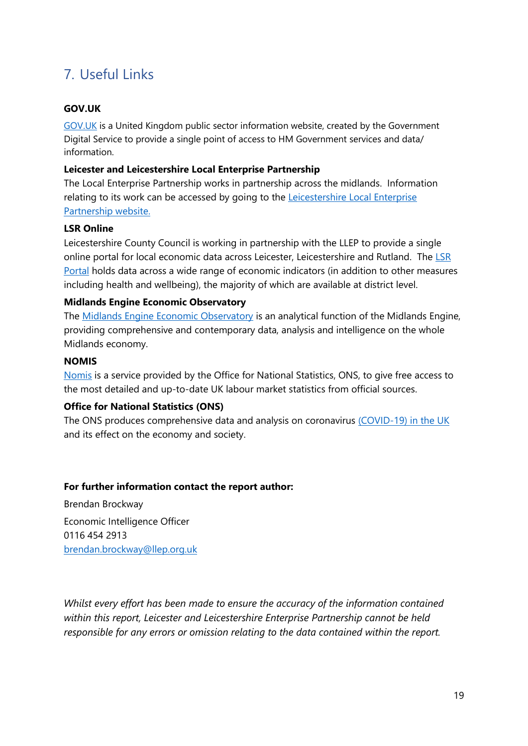## 7. Useful Links

**GOV.UK**

GOV.UK is a United Kingdom public sector information website, created by the Government Digital Service to provide a single point of access to HM Government services and data/ information.

**Leicester and Leicestershire Local Enterprise Partnership**

The Local Enterprise Partnership works in partnership across the midlands. Information relating to its work can be accessed by going to the Leicestershire Local Enterprise Partnership website.

**LSR Online**

Leicestershire County Council is working in partnership with the LLEP to provide a single online portal for local economic data across Leicester, Leicestershire and Rutland. The LSR Portal holds data across a wide range of economic indicators (in addition to other measures including health and wellbeing), the majority of which are available at district level.

**Midlands Engine Economic Observatory**

The Midlands Engine Economic Observatory is an analytical function of the Midlands Engine, providing comprehensive and contemporary data, analysis and intelligence on the whole Midlands economy.

**NOMIS**

Nomis is a service provided by the Office for National Statistics, ONS, to give free access to the most detailed and up-to-date UK labour market statistics from official sources.

**Office for National Statistics (ONS)**

The ONS produces comprehensive data and analysis on coronavirus (COVID-19) in the UK and its effect on the economy and society.

**For further information contact the report author:**

Brendan Brockway

Economic Intelligence Officer
0116 454 2913
brendan.brockway@llep.org.uk

*Whilst every effort has been made to ensure the accuracy of the information contained within this report, Leicester and Leicestershire Enterprise Partnership cannot be held responsible for any errors or omission relating to the data contained within the report.*